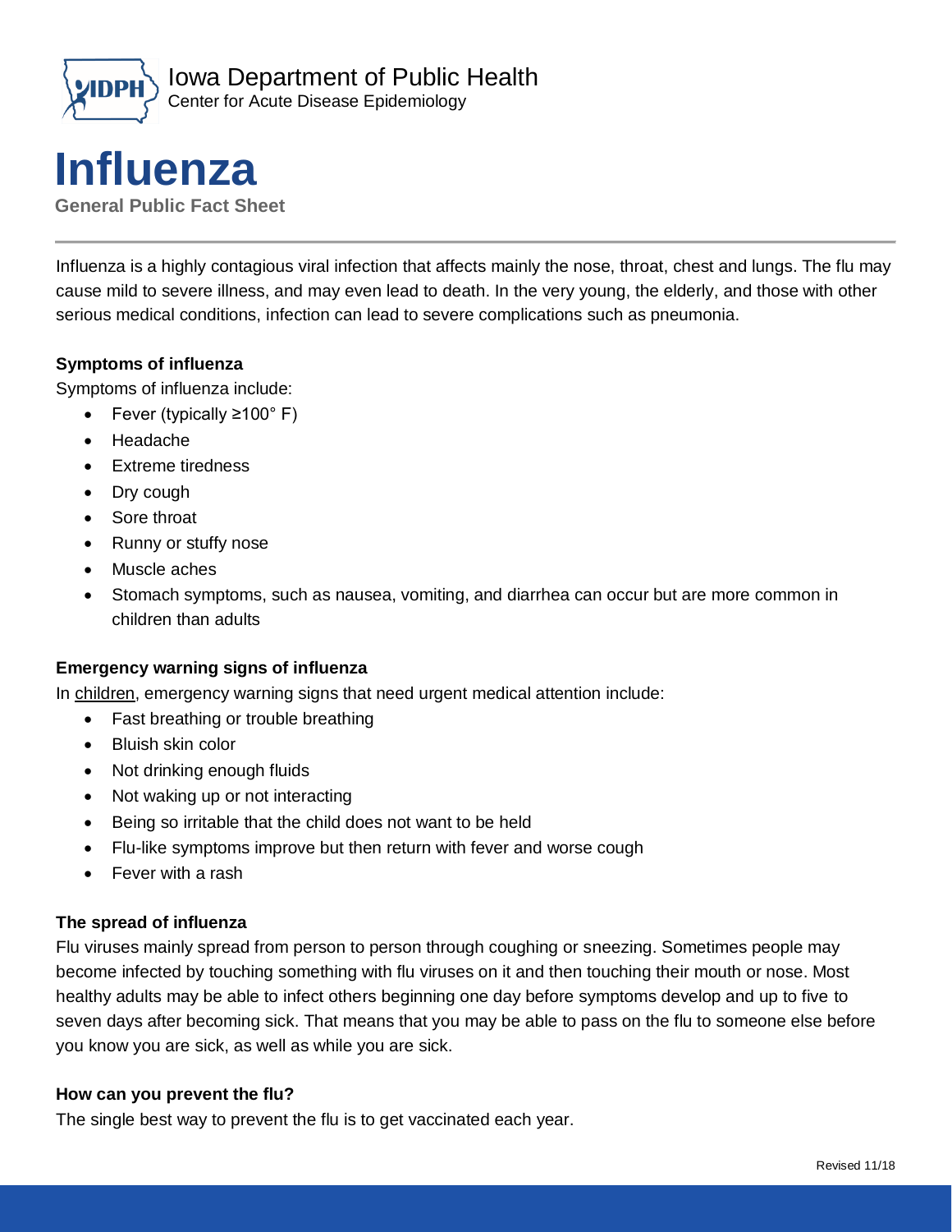Iowa Department of Public Health
Center for Acute Disease Epidemiology

# Influenza

**General Public Fact Sheet**

Influenza is a highly contagious viral infection that affects mainly the nose, throat, chest and lungs. The flu may cause mild to severe illness, and may even lead to death. In the very young, the elderly, and those with other serious medical conditions, infection can lead to severe complications such as pneumonia.

### Symptoms of influenza

Symptoms of influenza include:

- Fever (typically ≥100° F)
- Headache
- Extreme tiredness
- Dry cough
- Sore throat
- Runny or stuffy nose
- Muscle aches
- Stomach symptoms, such as nausea, vomiting, and diarrhea can occur but are more common in children than adults

### Emergency warning signs of influenza

In children, emergency warning signs that need urgent medical attention include:

- Fast breathing or trouble breathing
- Bluish skin color
- Not drinking enough fluids
- Not waking up or not interacting
- Being so irritable that the child does not want to be held
- Flu-like symptoms improve but then return with fever and worse cough
- Fever with a rash

### The spread of influenza

Flu viruses mainly spread from person to person through coughing or sneezing. Sometimes people may become infected by touching something with flu viruses on it and then touching their mouth or nose. Most healthy adults may be able to infect others beginning one day before symptoms develop and up to five to seven days after becoming sick. That means that you may be able to pass on the flu to someone else before you know you are sick, as well as while you are sick.

### How can you prevent the flu?

The single best way to prevent the flu is to get vaccinated each year.

Revised 11/18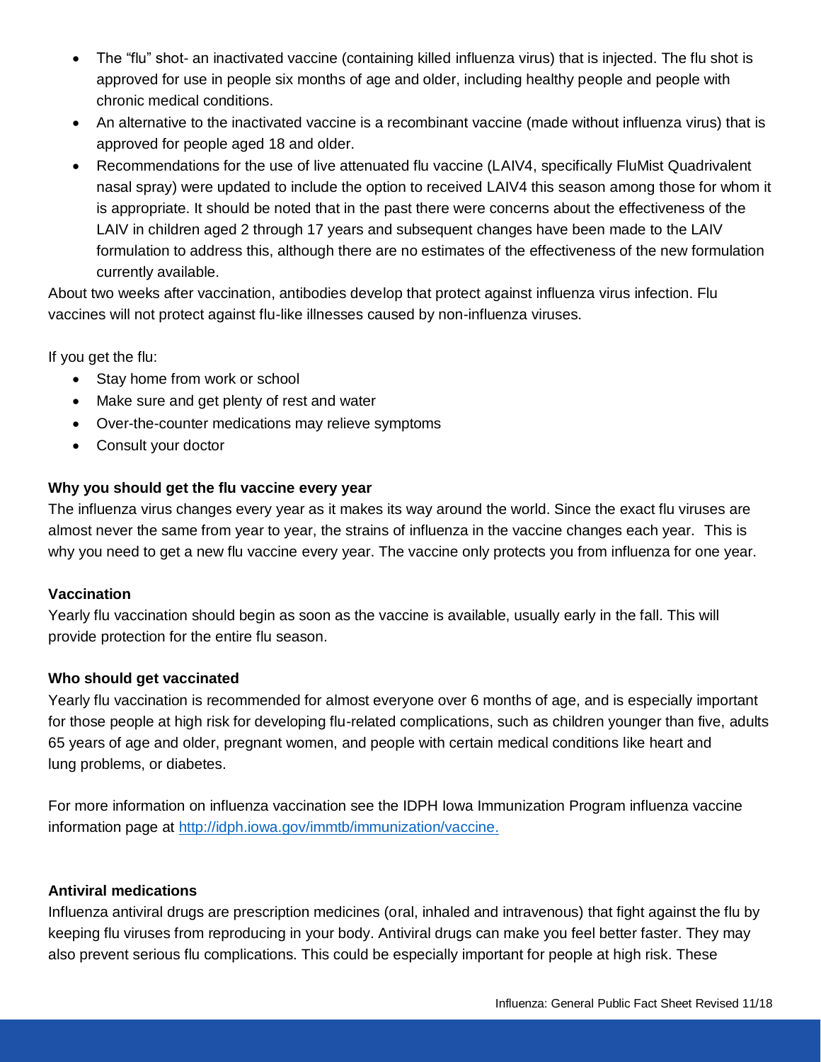- The "flu" shot- an inactivated vaccine (containing killed influenza virus) that is injected. The flu shot is approved for use in people six months of age and older, including healthy people and people with chronic medical conditions.
- An alternative to the inactivated vaccine is a recombinant vaccine (made without influenza virus) that is approved for people aged 18 and older.
- Recommendations for the use of live attenuated flu vaccine (LAIV4, specifically FluMist Quadrivalent nasal spray) were updated to include the option to received LAIV4 this season among those for whom it is appropriate. It should be noted that in the past there were concerns about the effectiveness of the LAIV in children aged 2 through 17 years and subsequent changes have been made to the LAIV formulation to address this, although there are no estimates of the effectiveness of the new formulation currently available.

About two weeks after vaccination, antibodies develop that protect against influenza virus infection. Flu vaccines will not protect against flu-like illnesses caused by non-influenza viruses.

If you get the flu:

- Stay home from work or school
- Make sure and get plenty of rest and water
- Over-the-counter medications may relieve symptoms
- Consult your doctor

**Why you should get the flu vaccine every year**

The influenza virus changes every year as it makes its way around the world. Since the exact flu viruses are almost never the same from year to year, the strains of influenza in the vaccine changes each year. This is why you need to get a new flu vaccine every year. The vaccine only protects you from influenza for one year.

**Vaccination**

Yearly flu vaccination should begin as soon as the vaccine is available, usually early in the fall. This will provide protection for the entire flu season.

**Who should get vaccinated**

Yearly flu vaccination is recommended for almost everyone over 6 months of age, and is especially important for those people at high risk for developing flu-related complications, such as children younger than five, adults 65 years of age and older, pregnant women, and people with certain medical conditions like heart and lung problems, or diabetes.

For more information on influenza vaccination see the IDPH Iowa Immunization Program influenza vaccine information page at http://idph.iowa.gov/immtb/immunization/vaccine.

**Antiviral medications**

Influenza antiviral drugs are prescription medicines (oral, inhaled and intravenous) that fight against the flu by keeping flu viruses from reproducing in your body. Antiviral drugs can make you feel better faster. They may also prevent serious flu complications. This could be especially important for people at high risk. These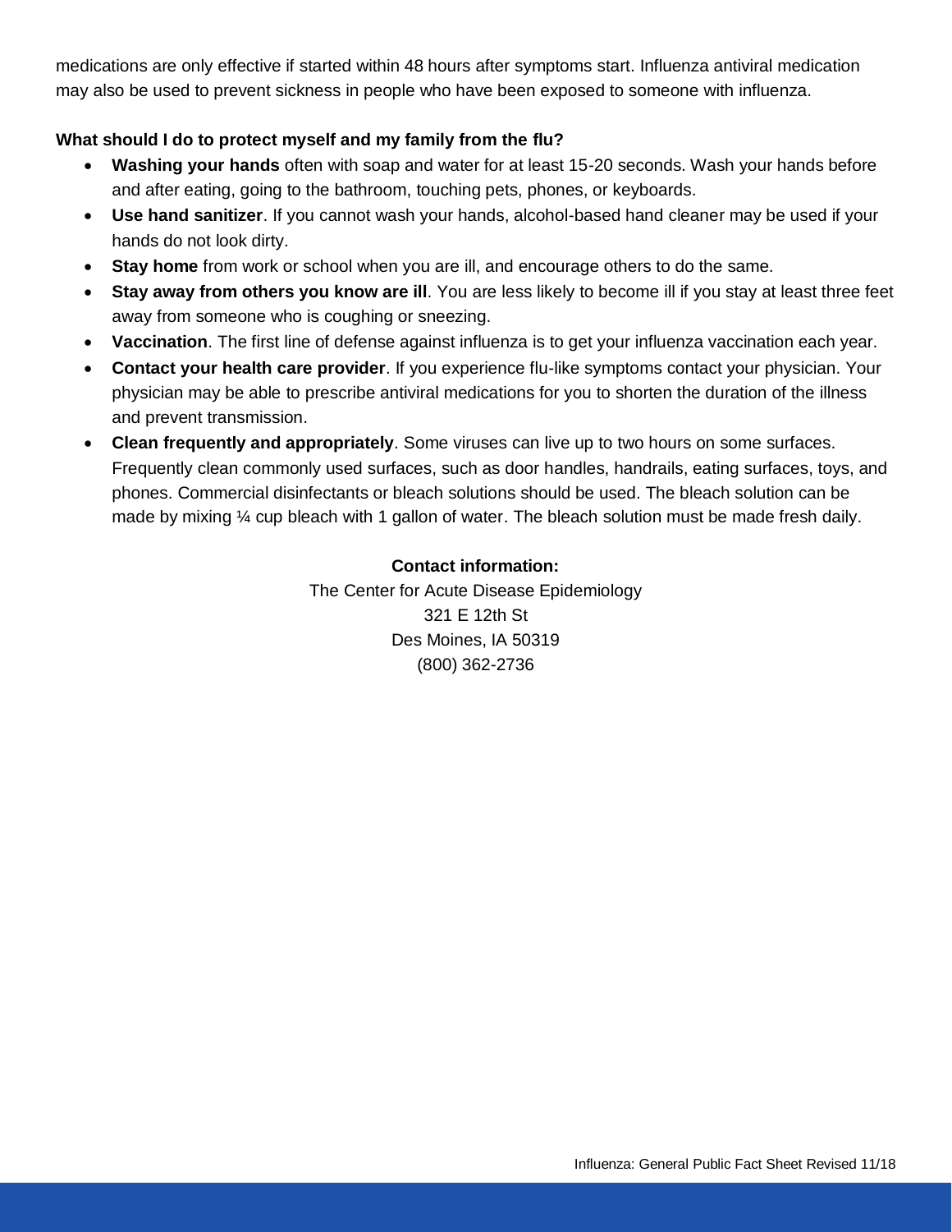medications are only effective if started within 48 hours after symptoms start. Influenza antiviral medication may also be used to prevent sickness in people who have been exposed to someone with influenza.

**What should I do to protect myself and my family from the flu?**

- **Washing your hands** often with soap and water for at least 15-20 seconds. Wash your hands before and after eating, going to the bathroom, touching pets, phones, or keyboards.
- **Use hand sanitizer**. If you cannot wash your hands, alcohol-based hand cleaner may be used if your hands do not look dirty.
- **Stay home** from work or school when you are ill, and encourage others to do the same.
- **Stay away from others you know are ill**. You are less likely to become ill if you stay at least three feet away from someone who is coughing or sneezing.
- **Vaccination**. The first line of defense against influenza is to get your influenza vaccination each year.
- **Contact your health care provider**. If you experience flu-like symptoms contact your physician. Your physician may be able to prescribe antiviral medications for you to shorten the duration of the illness and prevent transmission.
- **Clean frequently and appropriately**. Some viruses can live up to two hours on some surfaces. Frequently clean commonly used surfaces, such as door handles, handrails, eating surfaces, toys, and phones. Commercial disinfectants or bleach solutions should be used. The bleach solution can be made by mixing ¼ cup bleach with 1 gallon of water. The bleach solution must be made fresh daily.

**Contact information:**

The Center for Acute Disease Epidemiology
321 E 12th St
Des Moines, IA 50319
(800) 362-2736